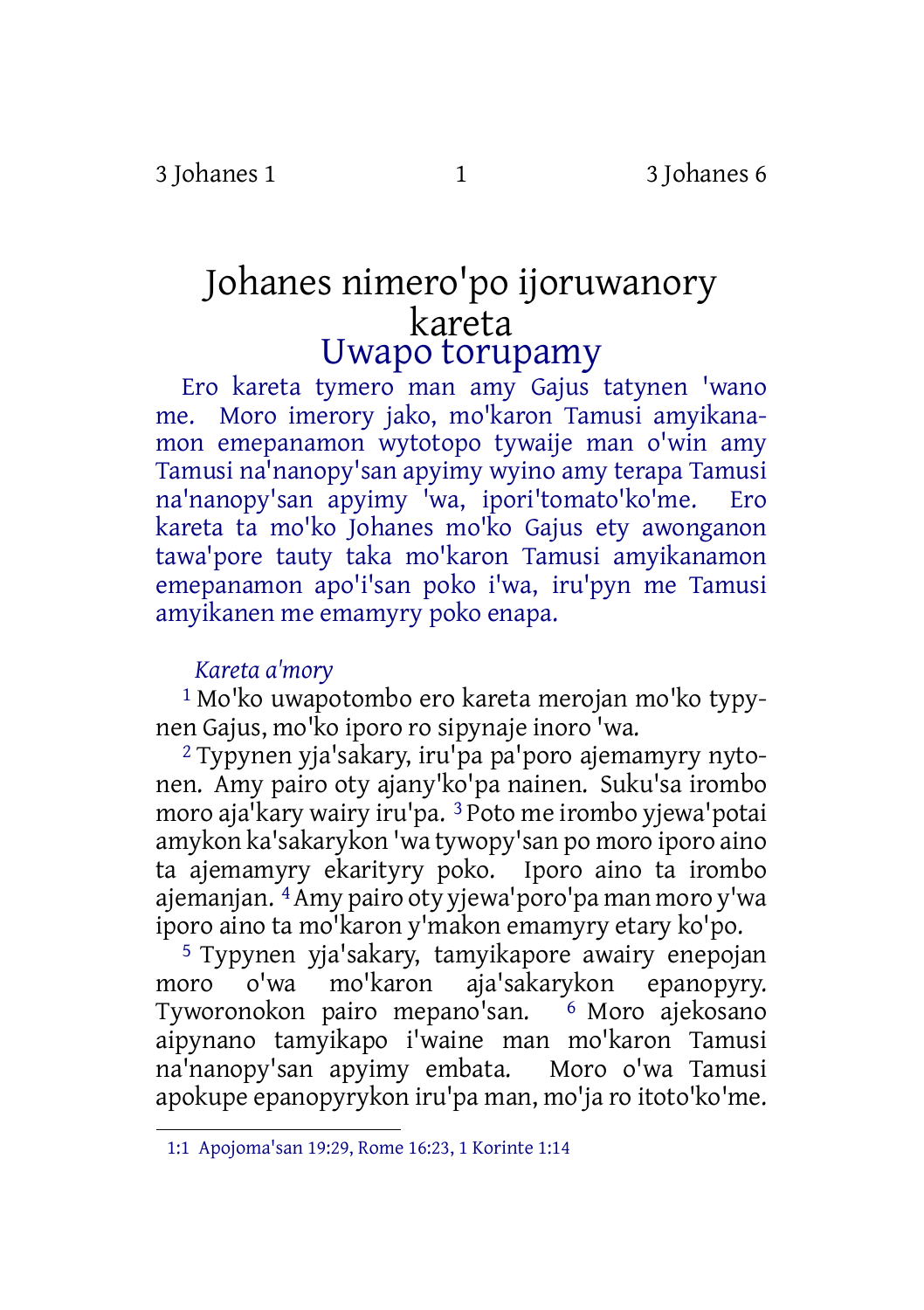# Johanes nimero'po ijoruwanory kareta

## Uwapo torupamy

Ero kareta tymero man amy Gajus tatynen 'wano me. Moro imerory jako, mo'karon Tamusi amyikanamon emepanamon wytotopo tywaije man o'win amy Tamusi na'nanopy'san apyimy wyino amy terapa Tamusi na'nanopy'san apyimy 'wa, ipori'tomato'ko'me. Ero kareta ta mo'ko Johanes mo'ko Gajus ety awonganon tawa'pore tauty taka mo'karon Tamusi amyikanamon emepanamon apo'i'san poko i'wa, iru'pyn me Tamusi amyikanen me emamyry poko enapa.

*Kareta a'mory*

[1] Mo'ko uwapotombo ero kareta merojan mo'ko typynen Gajus, mo'ko iporo ro sipynaje inoro 'wa.

[2] Typynen yja'sakary, iru'pa pa'poro ajemamyry nytonen. Amy pairo oty ajany'ko'pa nainen. Suku'sa irombo moro aja'kary wairy iru'pa. [3] Poto me irombo yjewa'potai amykon ka'sakarykon 'wa tywopy'san po moro iporo aino ta ajemamyry ekarityry poko. Iporo aino ta irombo ajemanjan. [4] Amy pairo oty yjewa'poro'pa man moro y'wa iporo aino ta mo'karon y'makon emamyry etary ko'po.

[5] Typynen yja'sakary, tamyikapore awairy enepojan moro o'wa mo'karon aja'sakarykon epanopyry. Tyworonokon pairo mepano'san. [6] Moro ajekosano aipynano tamyikapo i'waine man mo'karon Tamusi na'nanopy'san apyimy embata. Moro o'wa Tamusi apokupe epanopyrykon iru'pa man, mo'ja ro itoto'ko'me.

---

1:1 Apojoma'san 19:29, Rome 16:23, 1 Korinte 1:14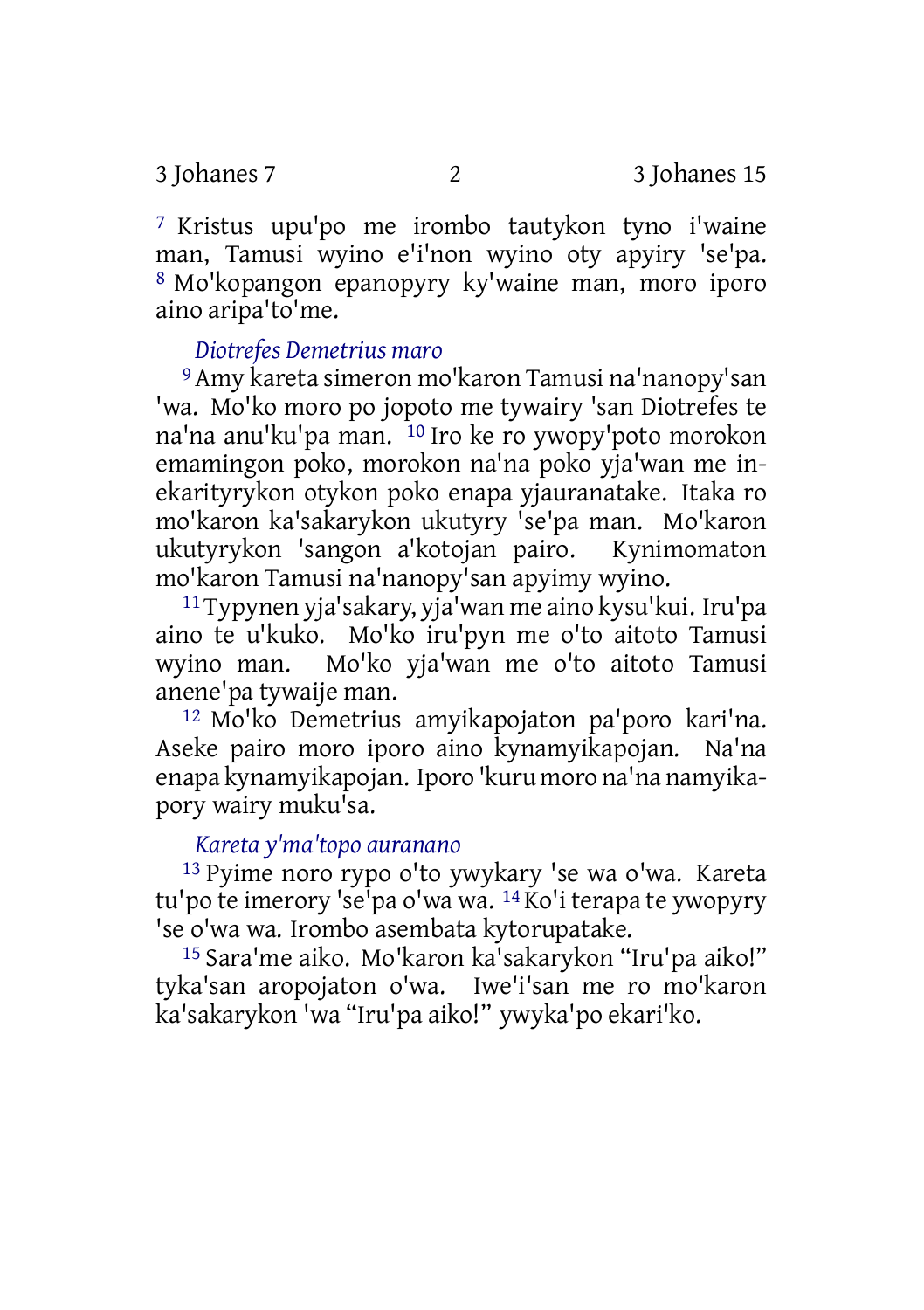[7] Kristus upu'po me irombo tautykon tyno i'waine man, Tamusi wyino e'i'non wyino oty apyiry 'se'pa. [8] Mo'kopangon epanopyry ky'waine man, moro iporo aino aripa'to'me.

### *Diotrefes Demetrius maro*

[9] Amy kareta simeron mo'karon Tamusi na'nanopy'san 'wa. Mo'ko moro po jopoto me tywairy 'san Diotrefes te na'na anu'ku'pa man. [10] Iro ke ro ywopy'poto morokon emamingon poko, morokon na'na poko yja'wan me inekarityrykon otykon poko enapa yjauranatake. Itaka ro mo'karon ka'sakarykon ukutyry 'se'pa man. Mo'karon ukutyrykon 'sangon a'kotojan pairo. Kynimomaton mo'karon Tamusi na'nanopy'san apyimy wyino.

[11] Typynen yja'sakary, yja'wan me aino kysu'kui. Iru'pa aino te u'kuko. Mo'ko iru'pyn me o'to aitoto Tamusi wyino man. Mo'ko yja'wan me o'to aitoto Tamusi anene'pa tywaije man.

[12] Mo'ko Demetrius amyikapojaton pa'poro kari'na. Aseke pairo moro iporo aino kynamyikapojan. Na'na enapa kynamyikapojan. Iporo 'kuru moro na'na namyikapory wairy muku'sa.

### *Kareta y'ma'topo auranano*

[13] Pyime noro rypo o'to ywykary 'se wa o'wa. Kareta tu'po te imerory 'se'pa o'wa wa. [14] Ko'i terapa te ywopyry 'se o'wa wa. Irombo asembata kytorupatake.

[15] Sara'me aiko. Mo'karon ka'sakarykon "Iru'pa aiko!" tyka'san aropojaton o'wa. Iwe'i'san me ro mo'karon ka'sakarykon 'wa "Iru'pa aiko!" ywyka'po ekari'ko.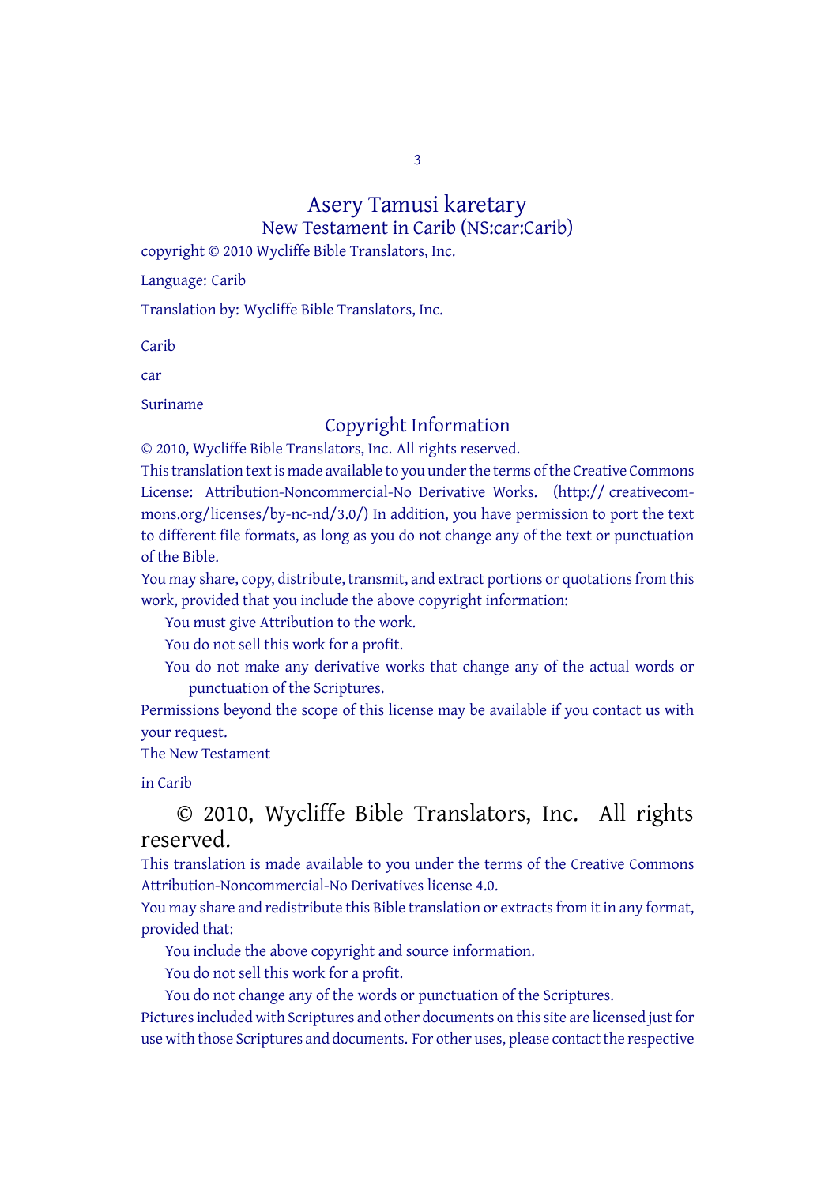# Asery Tamusi karetary

## New Testament in Carib (NS:car:Carib)

copyright © 2010 Wycliffe Bible Translators, Inc.

Language: Carib

Translation by: Wycliffe Bible Translators, Inc.

Carib

car

Suriname

## Copyright Information

© 2010, Wycliffe Bible Translators, Inc. All rights reserved.

This translation text is made available to you under the terms of the Creative Commons License: Attribution-Noncommercial-No Derivative Works. (http:// creativecommons.org/licenses/by-nc-nd/3.0/) In addition, you have permission to port the text to different file formats, as long as you do not change any of the text or punctuation of the Bible.

You may share, copy, distribute, transmit, and extract portions or quotations from this work, provided that you include the above copyright information:

- You must give Attribution to the work.
- You do not sell this work for a profit.
- You do not make any derivative works that change any of the actual words or punctuation of the Scriptures.

Permissions beyond the scope of this license may be available if you contact us with your request.

The New Testament

in Carib

© 2010, Wycliffe Bible Translators, Inc. All rights reserved.

This translation is made available to you under the terms of the Creative Commons Attribution-Noncommercial-No Derivatives license 4.0.

You may share and redistribute this Bible translation or extracts from it in any format, provided that:

- You include the above copyright and source information.
- You do not sell this work for a profit.
- You do not change any of the words or punctuation of the Scriptures.

Pictures included with Scriptures and other documents on this site are licensed just for use with those Scriptures and documents. For other uses, please contact the respective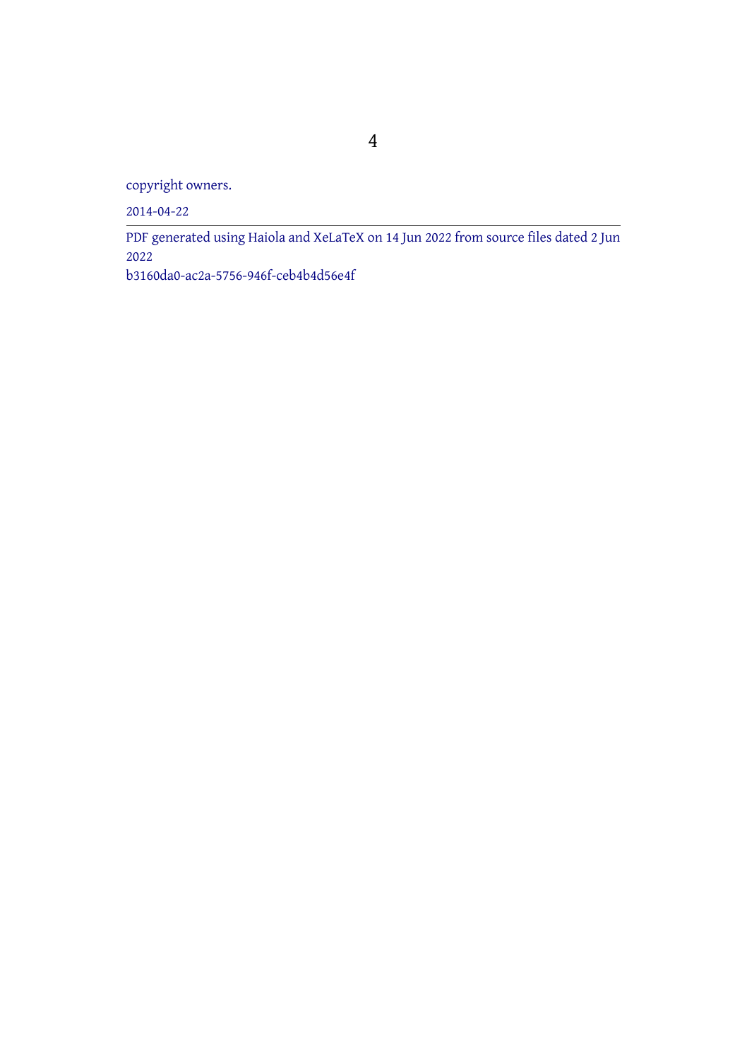copyright owners.

2014-04-22

---

PDF generated using Haiola and XeLaTeX on 14 Jun 2022 from source files dated 2 Jun 2022
b3160da0-ac2a-5756-946f-ceb4b4d56e4f